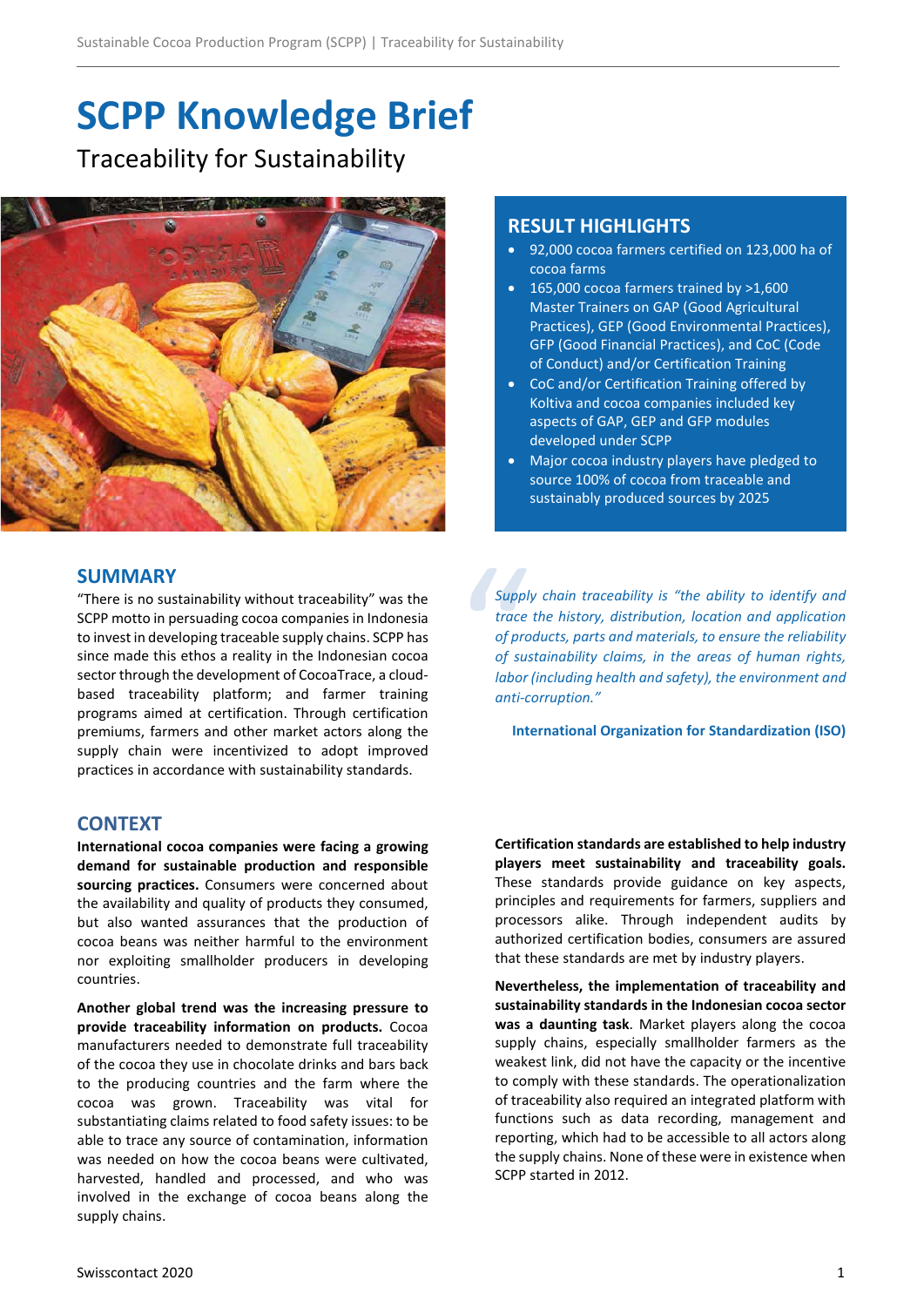# SCPP Knowledge Brief

Traceability for Sustainability

## RESULT HIGHLIGHTS

- 92,000 cocoa farmers certified on 123,000 ha of cocoa farms
- 165,000 cocoa farmers trained by >1,600 Master Trainers on GAP (Good Agricultural Practices), GEP (Good Environmental Practices), GFP (Good Financial Practices), and CoC (Code of Conduct) and/or Certification Training
- CoC and/or Certification Training offered by Koltiva and cocoa companies included key aspects of GAP, GEP and GFP modules developed under SCPP
- Major cocoa industry players have pledged to source 100% of cocoa from traceable and sustainably produced sources by 2025

## SUMMARY

"There is no sustainability without traceability" was the SCPP motto in persuading cocoa companies in Indonesia to invest in developing traceable supply chains. SCPP has since made this ethos a reality in the Indonesian cocoa sector through the development of CocoaTrace, a cloud-based traceability platform; and farmer training programs aimed at certification. Through certification premiums, farmers and other market actors along the supply chain were incentivized to adopt improved practices in accordance with sustainability standards.

> *Supply chain traceability is "the ability to identify and trace the history, distribution, location and application of products, parts and materials, to ensure the reliability of sustainability claims, in the areas of human rights, labor (including health and safety), the environment and anti-corruption."*
>
> **International Organization for Standardization (ISO)**

## CONTEXT

**International cocoa companies were facing a growing demand for sustainable production and responsible sourcing practices.** Consumers were concerned about the availability and quality of products they consumed, but also wanted assurances that the production of cocoa beans was neither harmful to the environment nor exploiting smallholder producers in developing countries.

**Another global trend was the increasing pressure to provide traceability information on products.** Cocoa manufacturers needed to demonstrate full traceability of the cocoa they use in chocolate drinks and bars back to the producing countries and the farm where the cocoa was grown. Traceability was vital for substantiating claims related to food safety issues: to be able to trace any source of contamination, information was needed on how the cocoa beans were cultivated, harvested, handled and processed, and who was involved in the exchange of cocoa beans along the supply chains.

**Certification standards are established to help industry players meet sustainability and traceability goals.** These standards provide guidance on key aspects, principles and requirements for farmers, suppliers and processors alike. Through independent audits by authorized certification bodies, consumers are assured that these standards are met by industry players.

**Nevertheless, the implementation of traceability and sustainability standards in the Indonesian cocoa sector was a daunting task**. Market players along the cocoa supply chains, especially smallholder farmers as the weakest link, did not have the capacity or the incentive to comply with these standards. The operationalization of traceability also required an integrated platform with functions such as data recording, management and reporting, which had to be accessible to all actors along the supply chains. None of these were in existence when SCPP started in 2012.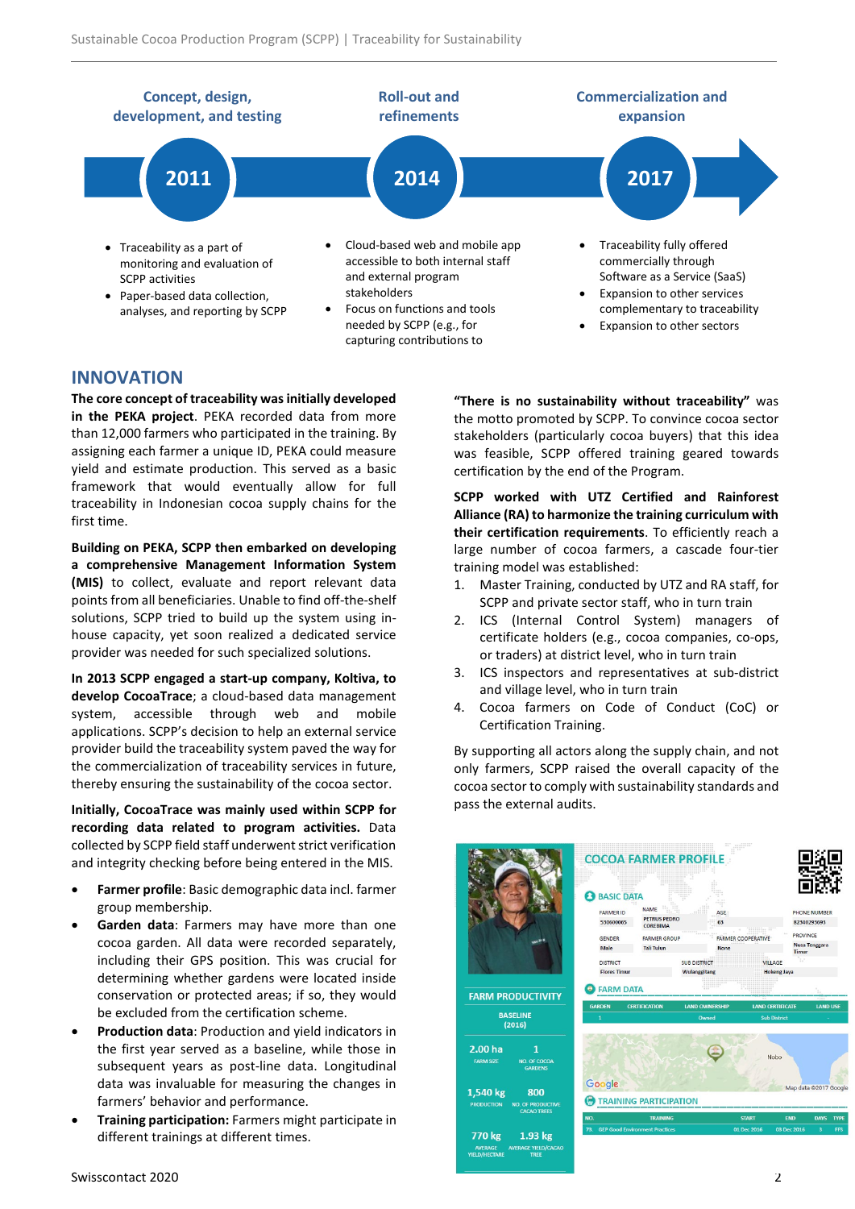**Concept, design, development, and testing**

**2011**

- Traceability as a part of monitoring and evaluation of SCPP activities
- Paper-based data collection, analyses, and reporting by SCPP

**Roll-out and refinements**

**2014**

- Cloud-based web and mobile app accessible to both internal staff and external program stakeholders
- Focus on functions and tools needed by SCPP (e.g., for capturing contributions to

**Commercialization and expansion**

**2017**

- Traceability fully offered commercially through Software as a Service (SaaS)
- Expansion to other services complementary to traceability
- Expansion to other sectors

## INNOVATION

**The core concept of traceability was initially developed in the PEKA project**. PEKA recorded data from more than 12,000 farmers who participated in the training. By assigning each farmer a unique ID, PEKA could measure yield and estimate production. This served as a basic framework that would eventually allow for full traceability in Indonesian cocoa supply chains for the first time.

**Building on PEKA, SCPP then embarked on developing a comprehensive Management Information System (MIS)** to collect, evaluate and report relevant data points from all beneficiaries. Unable to find off-the-shelf solutions, SCPP tried to build up the system using in-house capacity, yet soon realized a dedicated service provider was needed for such specialized solutions.

**In 2013 SCPP engaged a start-up company, Koltiva, to develop CocoaTrace**; a cloud-based data management system, accessible through web and mobile applications. SCPP's decision to help an external service provider build the traceability system paved the way for the commercialization of traceability services in future, thereby ensuring the sustainability of the cocoa sector.

**Initially, CocoaTrace was mainly used within SCPP for recording data related to program activities.** Data collected by SCPP field staff underwent strict verification and integrity checking before being entered in the MIS.

- **Farmer profile**: Basic demographic data incl. farmer group membership.
- **Garden data**: Farmers may have more than one cocoa garden. All data were recorded separately, including their GPS position. This was crucial for determining whether gardens were located inside conservation or protected areas; if so, they would be excluded from the certification scheme.
- **Production data**: Production and yield indicators in the first year served as a baseline, while those in subsequent years as post-line data. Longitudinal data was invaluable for measuring the changes in farmers' behavior and performance.
- **Training participation:** Farmers might participate in different trainings at different times.

**"There is no sustainability without traceability"** was the motto promoted by SCPP. To convince cocoa sector stakeholders (particularly cocoa buyers) that this idea was feasible, SCPP offered training geared towards certification by the end of the Program.

**SCPP worked with UTZ Certified and Rainforest Alliance (RA) to harmonize the training curriculum with their certification requirements**. To efficiently reach a large number of cocoa farmers, a cascade four-tier training model was established:

1. Master Training, conducted by UTZ and RA staff, for SCPP and private sector staff, who in turn train
2. ICS (Internal Control System) managers of certificate holders (e.g., cocoa companies, co-ops, or traders) at district level, who in turn train
3. ICS inspectors and representatives at sub-district and village level, who in turn train
4. Cocoa farmers on Code of Conduct (CoC) or Certification Training.

By supporting all actors along the supply chain, and not only farmers, SCPP raised the overall capacity of the cocoa sector to comply with sustainability standards and pass the external audits.

**COCOA FARMER PROFILE**

**BASIC DATA**

| FARMER ID | NAME | AGE | PHONE NUMBER |
|---|---|---|---|
| 530600065 | PETRUS PEDRO COREBIMA | 63 | 82340293093 |

| GENDER | FARMER GROUP | FARMER COOPERATIVE | PROVINCE |
|---|---|---|---|
| Male | Tali Tulun | None | Nusa Tenggara Timur |

| DISTRICT | SUB DISTRICT | VILLAGE |
|---|---|---|
| Flores Timur | Wulanggitang | Hokeng Jaya |

**FARM DATA**

| GARDEN | CERTIFICATION | LAND OWNERSHIP | LAND CERTIFICATE | LAND USE |
|---|---|---|---|---|
| 1 | | Owned | Sub District | - |

**TRAINING PARTICIPATION**

| NO. | TRAINING | START | END | DAYS | TYPE |
|---|---|---|---|---|---|
| 79 | GEP Good Environment Practices | 01 Dec 2016 | 03 Dec 2016 | 3 | FFS |

**FARM PRODUCTIVITY**

BASELINE (2016)

| | |
|---|---|
| 2.00 ha FARM SIZE | 1 NO. OF COCOA GARDENS |
| 1,540 kg PRODUCTION | 800 NO. OF PRODUCTIVE CACAO TREES |
| 770 kg AVERAGE YIELD/HECTARE | 1.93 kg AVERAGE YIELD/CACAO TREE |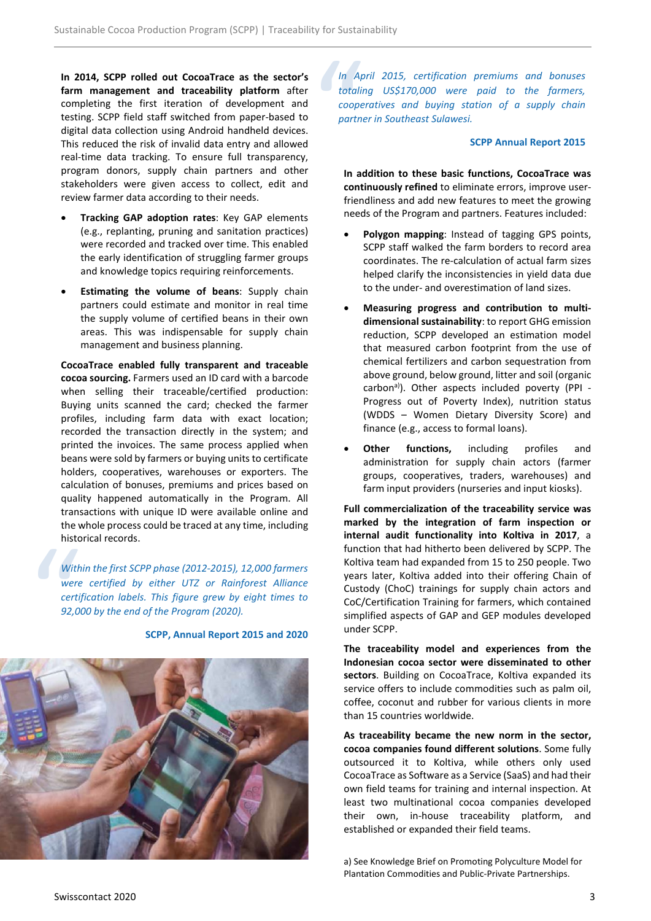**In 2014, SCPP rolled out CocoaTrace as the sector's farm management and traceability platform** after completing the first iteration of development and testing. SCPP field staff switched from paper-based to digital data collection using Android handheld devices. This reduced the risk of invalid data entry and allowed real-time data tracking. To ensure full transparency, program donors, supply chain partners and other stakeholders were given access to collect, edit and review farmer data according to their needs.

- **Tracking GAP adoption rates**: Key GAP elements (e.g., replanting, pruning and sanitation practices) were recorded and tracked over time. This enabled the early identification of struggling farmer groups and knowledge topics requiring reinforcements.
- **Estimating the volume of beans**: Supply chain partners could estimate and monitor in real time the supply volume of certified beans in their own areas. This was indispensable for supply chain management and business planning.

**CocoaTrace enabled fully transparent and traceable cocoa sourcing.** Farmers used an ID card with a barcode when selling their traceable/certified production: Buying units scanned the card; checked the farmer profiles, including farm data with exact location; recorded the transaction directly in the system; and printed the invoices. The same process applied when beans were sold by farmers or buying units to certificate holders, cooperatives, warehouses or exporters. The calculation of bonuses, premiums and prices based on quality happened automatically in the Program. All transactions with unique ID were available online and the whole process could be traced at any time, including historical records.

> *Within the first SCPP phase (2012-2015), 12,000 farmers were certified by either UTZ or Rainforest Alliance certification labels. This figure grew by eight times to 92,000 by the end of the Program (2020).*
>
> **SCPP, Annual Report 2015 and 2020**

> *In April 2015, certification premiums and bonuses totaling US$170,000 were paid to the farmers, cooperatives and buying station of a supply chain partner in Southeast Sulawesi.*
>
> **SCPP Annual Report 2015**

**In addition to these basic functions, CocoaTrace was continuously refined** to eliminate errors, improve user-friendliness and add new features to meet the growing needs of the Program and partners. Features included:

- **Polygon mapping**: Instead of tagging GPS points, SCPP staff walked the farm borders to record area coordinates. The re-calculation of actual farm sizes helped clarify the inconsistencies in yield data due to the under- and overestimation of land sizes.
- **Measuring progress and contribution to multi-dimensional sustainability**: to report GHG emission reduction, SCPP developed an estimation model that measured carbon footprint from the use of chemical fertilizers and carbon sequestration from above ground, below ground, litter and soil (organic carbon[a]). Other aspects included poverty (PPI - Progress out of Poverty Index), nutrition status (WDDS – Women Dietary Diversity Score) and finance (e.g., access to formal loans).
- **Other functions,** including profiles and administration for supply chain actors (farmer groups, cooperatives, traders, warehouses) and farm input providers (nurseries and input kiosks).

**Full commercialization of the traceability service was marked by the integration of farm inspection or internal audit functionality into Koltiva in 2017**, a function that had hitherto been delivered by SCPP. The Koltiva team had expanded from 15 to 250 people. Two years later, Koltiva added into their offering Chain of Custody (ChoC) trainings for supply chain actors and CoC/Certification Training for farmers, which contained simplified aspects of GAP and GEP modules developed under SCPP.

**The traceability model and experiences from the Indonesian cocoa sector were disseminated to other sectors**. Building on CocoaTrace, Koltiva expanded its service offers to include commodities such as palm oil, coffee, coconut and rubber for various clients in more than 15 countries worldwide.

**As traceability became the new norm in the sector, cocoa companies found different solutions**. Some fully outsourced it to Koltiva, while others only used CocoaTrace as Software as a Service (SaaS) and their own field teams for training and internal inspection. At least two multinational cocoa companies developed their own, in-house traceability platform, and established or expanded their field teams.

a) See Knowledge Brief on Promoting Polyculture Model for Plantation Commodities and Public-Private Partnerships.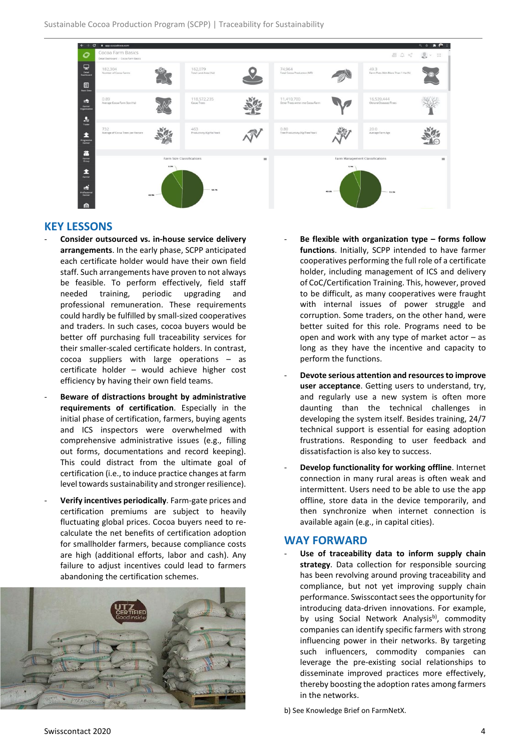## KEY LESSONS

- **Consider outsourced vs. in-house service delivery arrangements**. In the early phase, SCPP anticipated each certificate holder would have their own field staff. Such arrangements have proven to not always be feasible. To perform effectively, field staff needed training, periodic upgrading and professional remuneration. These requirements could hardly be fulfilled by small-sized cooperatives and traders. In such cases, cocoa buyers would be better off purchasing full traceability services for their smaller-scaled certificate holders. In contrast, cocoa suppliers with large operations – as certificate holder – would achieve higher cost efficiency by having their own field teams.
- **Beware of distractions brought by administrative requirements of certification**. Especially in the initial phase of certification, farmers, buying agents and ICS inspectors were overwhelmed with comprehensive administrative issues (e.g., filling out forms, documentations and record keeping). This could distract from the ultimate goal of certification (i.e., to induce practice changes at farm level towards sustainability and stronger resilience).
- **Verify incentives periodically**. Farm-gate prices and certification premiums are subject to heavily fluctuating global prices. Cocoa buyers need to re-calculate the net benefits of certification adoption for smallholder farmers, because compliance costs are high (additional efforts, labor and cash). Any failure to adjust incentives could lead to farmers abandoning the certification schemes.
- **Be flexible with organization type – forms follow functions**. Initially, SCPP intended to have farmer cooperatives performing the full role of a certificate holder, including management of ICS and delivery of CoC/Certification Training. This, however, proved to be difficult, as many cooperatives were fraught with internal issues of power struggle and corruption. Some traders, on the other hand, were better suited for this role. Programs need to be open and work with any type of market actor – as long as they have the incentive and capacity to perform the functions.
- **Devote serious attention and resources to improve user acceptance**. Getting users to understand, try, and regularly use a new system is often more daunting than the technical challenges in developing the system itself. Besides training, 24/7 technical support is essential for easing adoption frustrations. Responding to user feedback and dissatisfaction is also key to success.
- **Develop functionality for working offline**. Internet connection in many rural areas is often weak and intermittent. Users need to be able to use the app offline, store data in the device temporarily, and then synchronize when internet connection is available again (e.g., in capital cities).

## WAY FORWARD

- **Use of traceability data to inform supply chain strategy**. Data collection for responsible sourcing has been revolving around proving traceability and compliance, but not yet improving supply chain performance. Swisscontact sees the opportunity for introducing data-driven innovations. For example, by using Social Network Analysis[b)], commodity companies can identify specific farmers with strong influencing power in their networks. By targeting such influencers, commodity companies can leverage the pre-existing social relationships to disseminate improved practices more effectively, thereby boosting the adoption rates among farmers in the networks.

b) See Knowledge Brief on FarmNetX.